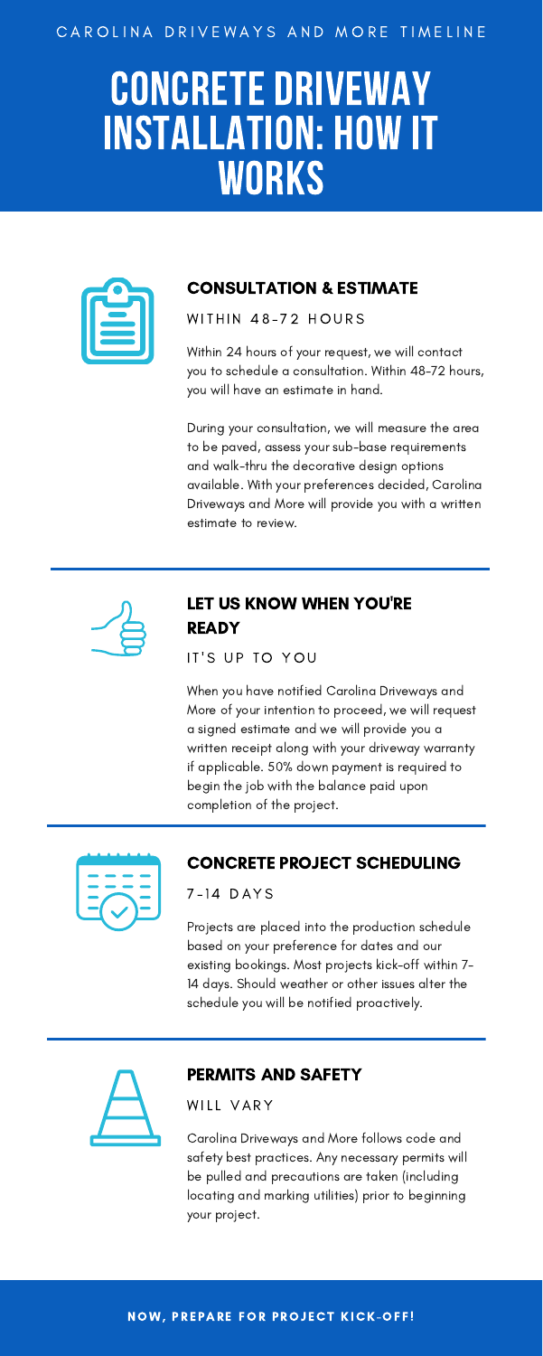CAROLINA DRIVEWAYS AND MORE TIMELINE

# CONCRETE DRIVEWAY INSTALLATION: HOW IT WORKS

## CONSULTATION & ESTIMATE

WITHIN 48-72 HOURS

Within 24 hours of your request, we will contact you to schedule a consultation. Within 48-72 hours, you will have an estimate in hand.

During your consultation, we will measure the area to be paved, assess your sub-base requirements and walk-thru the decorative design options available. With your preferences decided, Carolina Driveways and More will provide you with a written estimate to review.

## LET US KNOW WHEN YOU'RE READY

IT'S UP TO YOU

When you have notified Carolina Driveways and More of your intention to proceed, we will request a signed estimate and we will provide you a written receipt along with your driveway warranty if applicable. 50% down payment is required to begin the job with the balance paid upon completion of the project.

## CONCRETE PROJECT SCHEDULING

7-14 DAYS

Projects are placed into the production schedule based on your preference for dates and our existing bookings. Most projects kick-off within 7-14 days. Should weather or other issues alter the schedule you will be notified proactively.

## PERMITS AND SAFETY

WILL VARY

Carolina Driveways and More follows code and safety best practices. Any necessary permits will be pulled and precautions are taken (including locating and marking utilities) prior to beginning your project.

**NOW, PREPARE FOR PROJECT KICK-OFF!**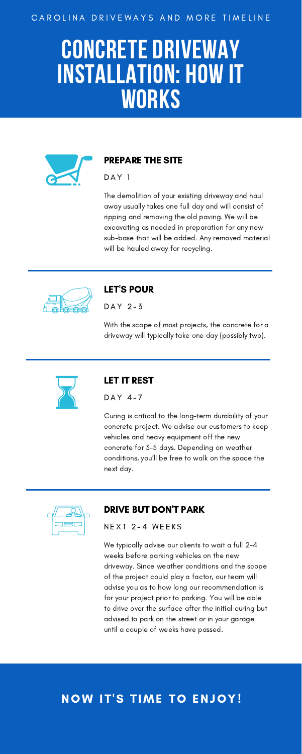CAROLINA DRIVEWAYS AND MORE TIMELINE

# CONCRETE DRIVEWAY INSTALLATION: HOW IT WORKS

## PREPARE THE SITE

DAY 1

The demolition of your existing driveway and haul away usually takes one full day and will consist of ripping and removing the old paving. We will be excavating as needed in preparation for any new sub-base that will be added. Any removed material will be hauled away for recycling.

## LET'S POUR

DAY 2-3

With the scope of most projects, the concrete for a driveway will typically take one day (possibly two).

## LET IT REST

DAY 4-7

Curing is critical to the long-term durability of your concrete project. We advise our customers to keep vehicles and heavy equipment off the new concrete for 3-5 days. Depending on weather conditions, you'll be free to walk on the space the next day.

## DRIVE BUT DON'T PARK

NEXT 2-4 WEEKS

We typically advise our clients to wait a full 2-4 weeks before parking vehicles on the new driveway. Since weather conditions and the scope of the project could play a factor, our team will advise you as to how long our recommendation is for your project prior to parking. You will be able to drive over the surface after the initial curing but advised to park on the street or in your garage until a couple of weeks have passed.

## NOW IT'S TIME TO ENJOY!